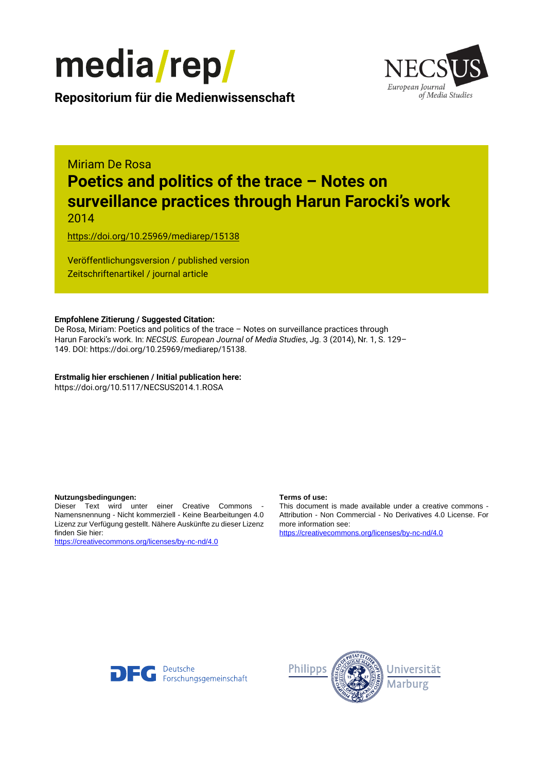media/rep/

**Repositorium für die Medienwissenschaft**

NECSUS
European Journal of Media Studies

Miriam De Rosa

# Poetics and politics of the trace – Notes on surveillance practices through Harun Farocki's work

2014

https://doi.org/10.25969/mediarep/15138

Veröffentlichungsversion / published version
Zeitschriftenartikel / journal article

**Empfohlene Zitierung / Suggested Citation:**
De Rosa, Miriam: Poetics and politics of the trace – Notes on surveillance practices through Harun Farocki's work. In: *NECSUS. European Journal of Media Studies*, Jg. 3 (2014), Nr. 1, S. 129–149. DOI: https://doi.org/10.25969/mediarep/15138.

**Erstmalig hier erschienen / Initial publication here:**
https://doi.org/10.5117/NECSUS2014.1.ROSA

**Nutzungsbedingungen:**
Dieser Text wird unter einer Creative Commons - Namensnennung - Nicht kommerziell - Keine Bearbeitungen 4.0 Lizenz zur Verfügung gestellt. Nähere Auskünfte zu dieser Lizenz finden Sie hier:
https://creativecommons.org/licenses/by-nc-nd/4.0

**Terms of use:**
This document is made available under a creative commons - Attribution - Non Commercial - No Derivatives 4.0 License. For more information see:
https://creativecommons.org/licenses/by-nc-nd/4.0

Deutsche Forschungsgemeinschaft

Philipps Universität Marburg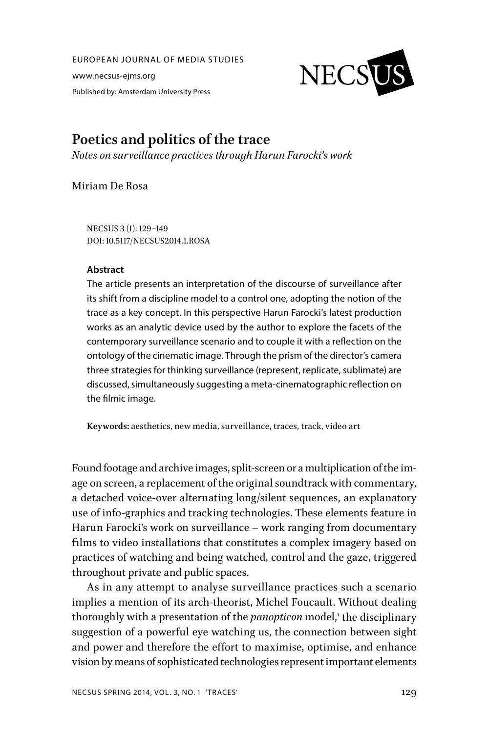EUROPEAN JOURNAL OF MEDIA STUDIES

www.necsus-ejms.org

Published by: Amsterdam University Press

# Poetics and politics of the trace

*Notes on surveillance practices through Harun Farocki's work*

Miriam De Rosa

NECSUS 3 (1): 129–149
DOI: 10.5117/NECSUS2014.1.ROSA

**Abstract**

The article presents an interpretation of the discourse of surveillance after its shift from a discipline model to a control one, adopting the notion of the trace as a key concept. In this perspective Harun Farocki's latest production works as an analytic device used by the author to explore the facets of the contemporary surveillance scenario and to couple it with a reflection on the ontology of the cinematic image. Through the prism of the director's camera three strategies for thinking surveillance (represent, replicate, sublimate) are discussed, simultaneously suggesting a meta-cinematographic reflection on the filmic image.

**Keywords:** aesthetics, new media, surveillance, traces, track, video art

Found footage and archive images, split-screen or a multiplication of the image on screen, a replacement of the original soundtrack with commentary, a detached voice-over alternating long/silent sequences, an explanatory use of info-graphics and tracking technologies. These elements feature in Harun Farocki's work on surveillance – work ranging from documentary films to video installations that constitutes a complex imagery based on practices of watching and being watched, control and the gaze, triggered throughout private and public spaces.

As in any attempt to analyse surveillance practices such a scenario implies a mention of its arch-theorist, Michel Foucault. Without dealing thoroughly with a presentation of the *panopticon* model,[1] the disciplinary suggestion of a powerful eye watching us, the connection between sight and power and therefore the effort to maximise, optimise, and enhance vision by means of sophisticated technologies represent important elements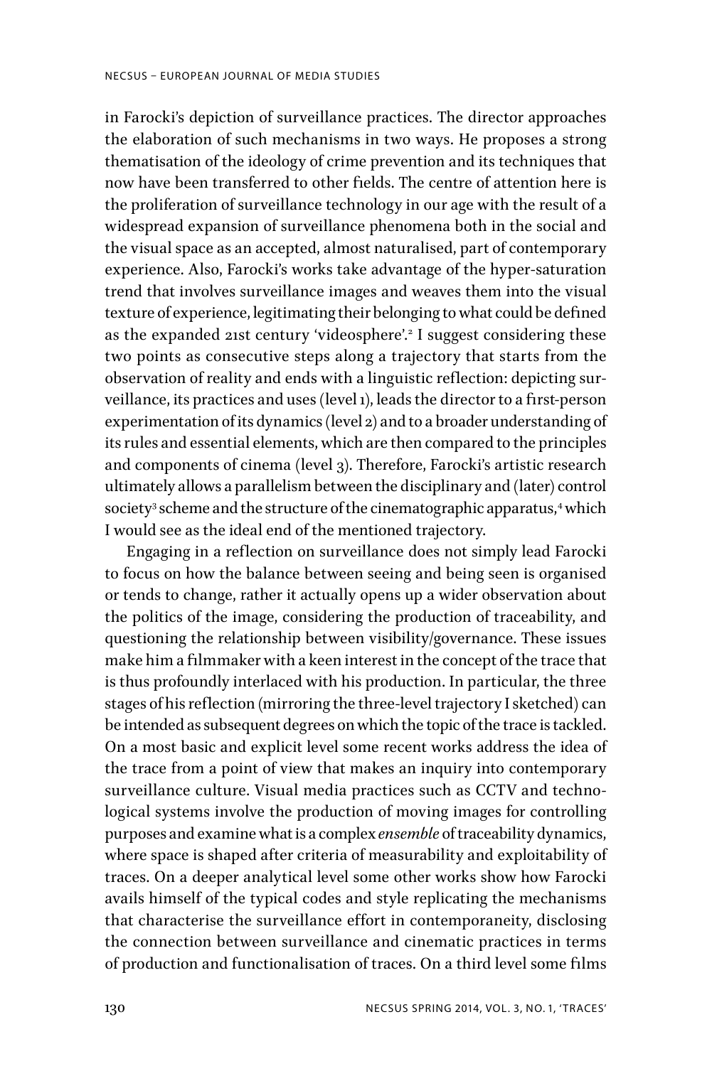in Farocki's depiction of surveillance practices. The director approaches the elaboration of such mechanisms in two ways. He proposes a strong thematisation of the ideology of crime prevention and its techniques that now have been transferred to other fields. The centre of attention here is the proliferation of surveillance technology in our age with the result of a widespread expansion of surveillance phenomena both in the social and the visual space as an accepted, almost naturalised, part of contemporary experience. Also, Farocki's works take advantage of the hyper-saturation trend that involves surveillance images and weaves them into the visual texture of experience, legitimating their belonging to what could be defined as the expanded 21st century 'videosphere'.[2] I suggest considering these two points as consecutive steps along a trajectory that starts from the observation of reality and ends with a linguistic reflection: depicting surveillance, its practices and uses (level 1), leads the director to a first-person experimentation of its dynamics (level 2) and to a broader understanding of its rules and essential elements, which are then compared to the principles and components of cinema (level 3). Therefore, Farocki's artistic research ultimately allows a parallelism between the disciplinary and (later) control society[3] scheme and the structure of the cinematographic apparatus,[4] which I would see as the ideal end of the mentioned trajectory.

Engaging in a reflection on surveillance does not simply lead Farocki to focus on how the balance between seeing and being seen is organised or tends to change, rather it actually opens up a wider observation about the politics of the image, considering the production of traceability, and questioning the relationship between visibility/governance. These issues make him a filmmaker with a keen interest in the concept of the trace that is thus profoundly interlaced with his production. In particular, the three stages of his reflection (mirroring the three-level trajectory I sketched) can be intended as subsequent degrees on which the topic of the trace is tackled. On a most basic and explicit level some recent works address the idea of the trace from a point of view that makes an inquiry into contemporary surveillance culture. Visual media practices such as CCTV and technological systems involve the production of moving images for controlling purposes and examine what is a complex *ensemble* of traceability dynamics, where space is shaped after criteria of measurability and exploitability of traces. On a deeper analytical level some other works show how Farocki avails himself of the typical codes and style replicating the mechanisms that characterise the surveillance effort in contemporaneity, disclosing the connection between surveillance and cinematic practices in terms of production and functionalisation of traces. On a third level some films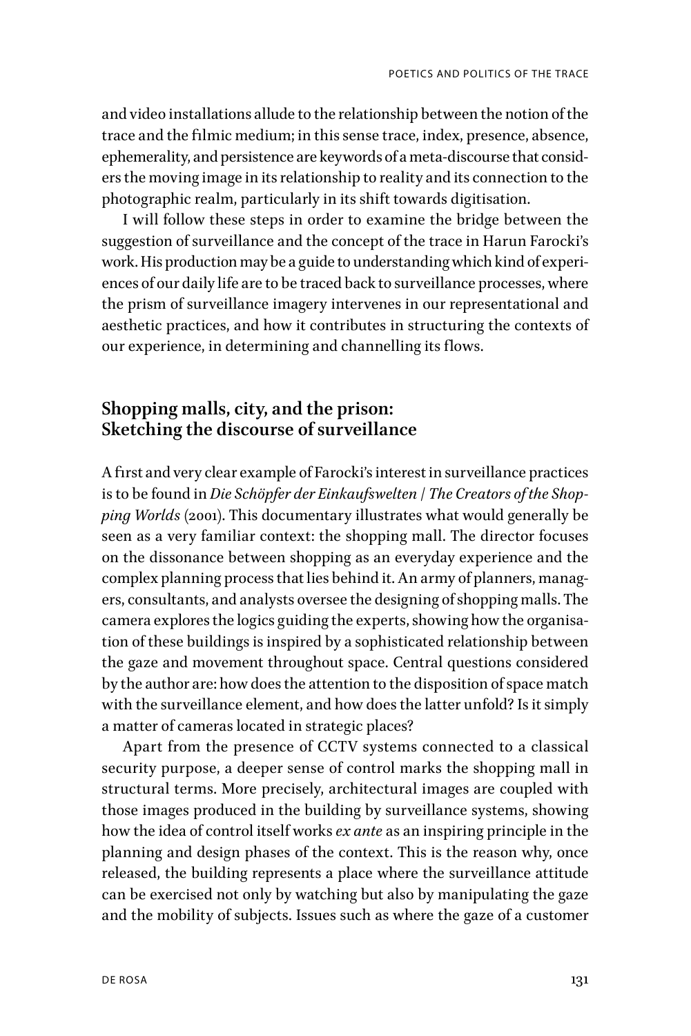and video installations allude to the relationship between the notion of the trace and the filmic medium; in this sense trace, index, presence, absence, ephemerality, and persistence are keywords of a meta-discourse that considers the moving image in its relationship to reality and its connection to the photographic realm, particularly in its shift towards digitisation.

I will follow these steps in order to examine the bridge between the suggestion of surveillance and the concept of the trace in Harun Farocki's work. His production may be a guide to understanding which kind of experiences of our daily life are to be traced back to surveillance processes, where the prism of surveillance imagery intervenes in our representational and aesthetic practices, and how it contributes in structuring the contexts of our experience, in determining and channelling its flows.

## Shopping malls, city, and the prison: Sketching the discourse of surveillance

A first and very clear example of Farocki's interest in surveillance practices is to be found in *Die Schöpfer der Einkaufswelten / The Creators of the Shopping Worlds* (2001). This documentary illustrates what would generally be seen as a very familiar context: the shopping mall. The director focuses on the dissonance between shopping as an everyday experience and the complex planning process that lies behind it. An army of planners, managers, consultants, and analysts oversee the designing of shopping malls. The camera explores the logics guiding the experts, showing how the organisation of these buildings is inspired by a sophisticated relationship between the gaze and movement throughout space. Central questions considered by the author are: how does the attention to the disposition of space match with the surveillance element, and how does the latter unfold? Is it simply a matter of cameras located in strategic places?

Apart from the presence of CCTV systems connected to a classical security purpose, a deeper sense of control marks the shopping mall in structural terms. More precisely, architectural images are coupled with those images produced in the building by surveillance systems, showing how the idea of control itself works *ex ante* as an inspiring principle in the planning and design phases of the context. This is the reason why, once released, the building represents a place where the surveillance attitude can be exercised not only by watching but also by manipulating the gaze and the mobility of subjects. Issues such as where the gaze of a customer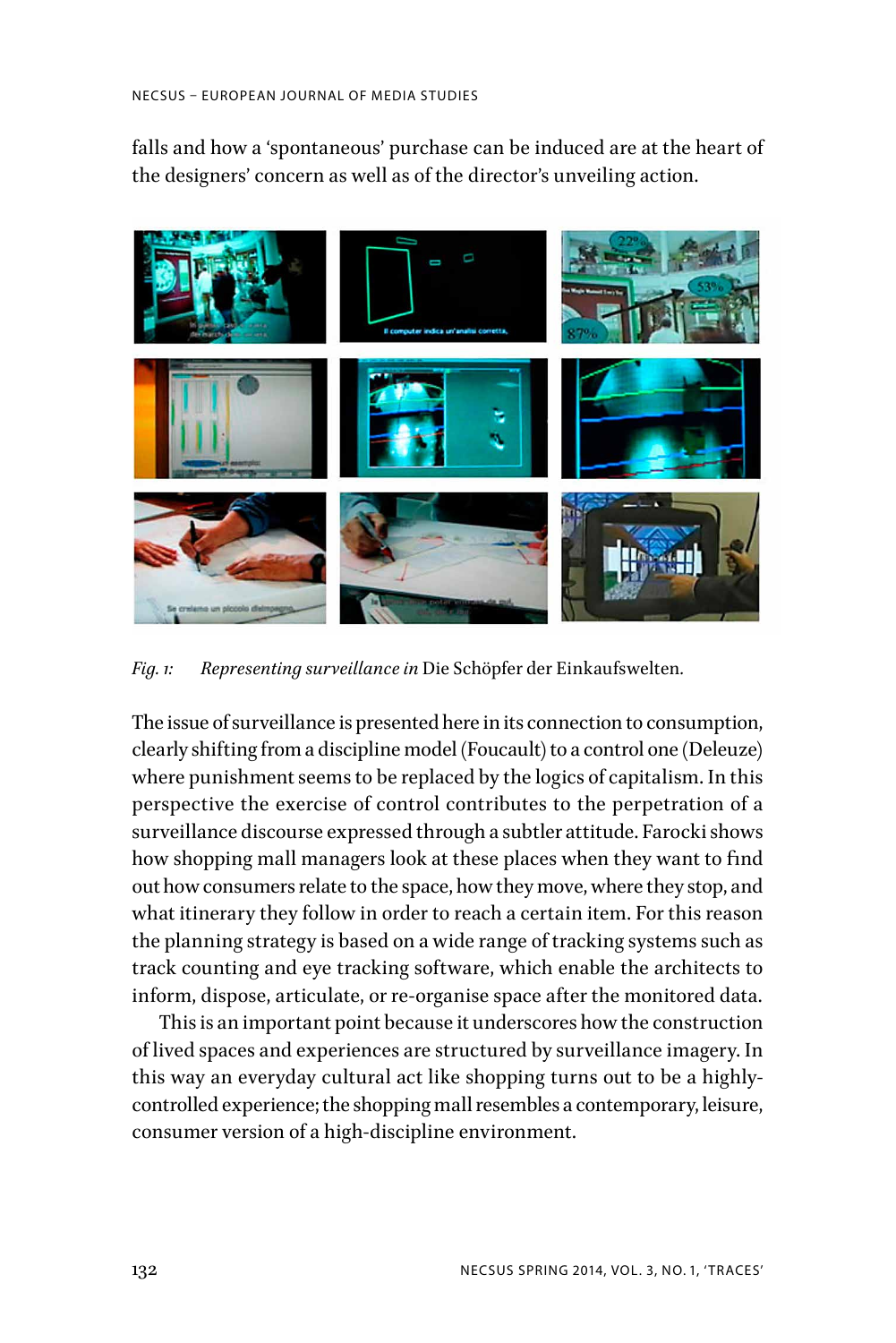falls and how a 'spontaneous' purchase can be induced are at the heart of the designers' concern as well as of the director's unveiling action.

*Fig. 1: Representing surveillance in* Die Schöpfer der Einkaufswelten.

The issue of surveillance is presented here in its connection to consumption, clearly shifting from a discipline model (Foucault) to a control one (Deleuze) where punishment seems to be replaced by the logics of capitalism. In this perspective the exercise of control contributes to the perpetration of a surveillance discourse expressed through a subtler attitude. Farocki shows how shopping mall managers look at these places when they want to find out how consumers relate to the space, how they move, where they stop, and what itinerary they follow in order to reach a certain item. For this reason the planning strategy is based on a wide range of tracking systems such as track counting and eye tracking software, which enable the architects to inform, dispose, articulate, or re-organise space after the monitored data.

This is an important point because it underscores how the construction of lived spaces and experiences are structured by surveillance imagery. In this way an everyday cultural act like shopping turns out to be a highly-controlled experience; the shopping mall resembles a contemporary, leisure, consumer version of a high-discipline environment.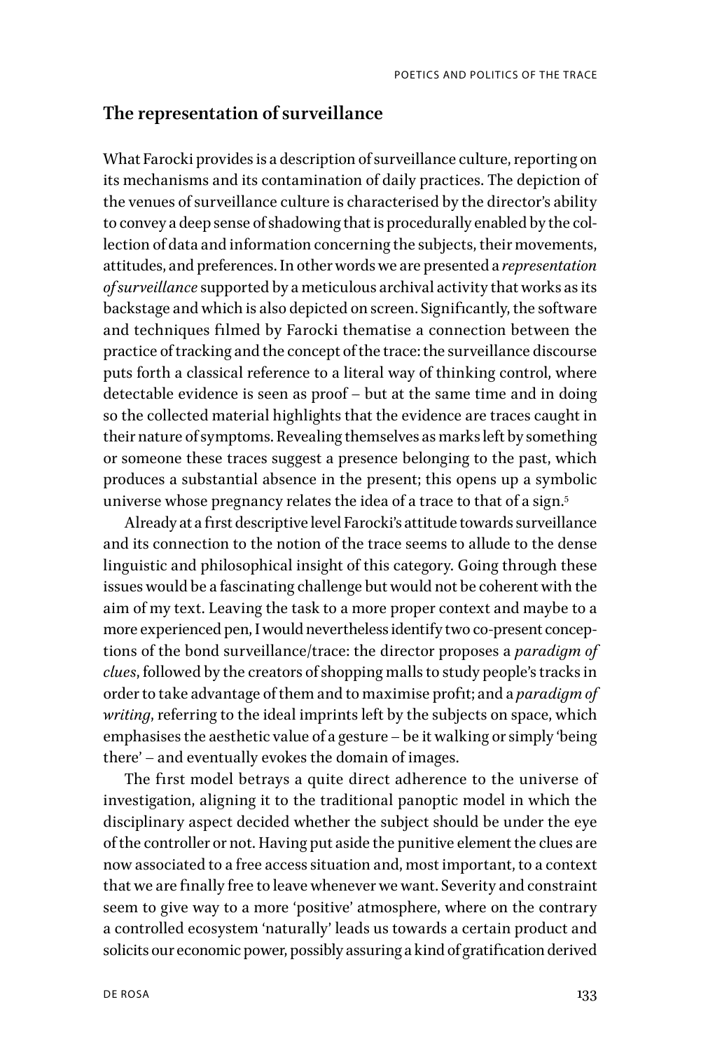## The representation of surveillance

What Farocki provides is a description of surveillance culture, reporting on its mechanisms and its contamination of daily practices. The depiction of the venues of surveillance culture is characterised by the director's ability to convey a deep sense of shadowing that is procedurally enabled by the collection of data and information concerning the subjects, their movements, attitudes, and preferences. In other words we are presented a *representation of surveillance* supported by a meticulous archival activity that works as its backstage and which is also depicted on screen. Significantly, the software and techniques filmed by Farocki thematise a connection between the practice of tracking and the concept of the trace: the surveillance discourse puts forth a classical reference to a literal way of thinking control, where detectable evidence is seen as proof – but at the same time and in doing so the collected material highlights that the evidence are traces caught in their nature of symptoms. Revealing themselves as marks left by something or someone these traces suggest a presence belonging to the past, which produces a substantial absence in the present; this opens up a symbolic universe whose pregnancy relates the idea of a trace to that of a sign.[5]

Already at a first descriptive level Farocki's attitude towards surveillance and its connection to the notion of the trace seems to allude to the dense linguistic and philosophical insight of this category. Going through these issues would be a fascinating challenge but would not be coherent with the aim of my text. Leaving the task to a more proper context and maybe to a more experienced pen, I would nevertheless identify two co-present conceptions of the bond surveillance/trace: the director proposes a *paradigm of clues*, followed by the creators of shopping malls to study people's tracks in order to take advantage of them and to maximise profit; and a *paradigm of writing*, referring to the ideal imprints left by the subjects on space, which emphasises the aesthetic value of a gesture – be it walking or simply 'being there' – and eventually evokes the domain of images.

The first model betrays a quite direct adherence to the universe of investigation, aligning it to the traditional panoptic model in which the disciplinary aspect decided whether the subject should be under the eye of the controller or not. Having put aside the punitive element the clues are now associated to a free access situation and, most important, to a context that we are finally free to leave whenever we want. Severity and constraint seem to give way to a more 'positive' atmosphere, where on the contrary a controlled ecosystem 'naturally' leads us towards a certain product and solicits our economic power, possibly assuring a kind of gratification derived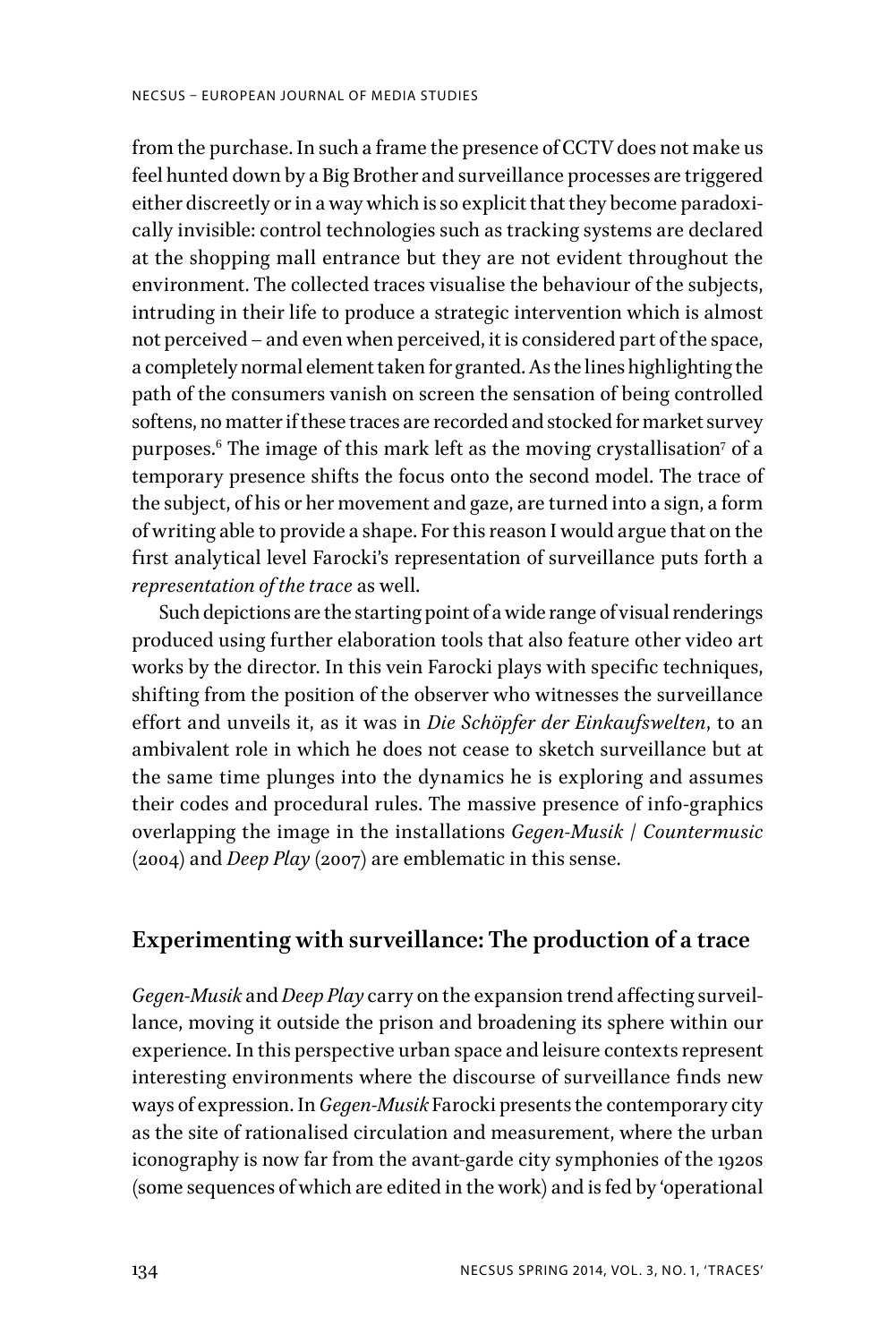from the purchase. In such a frame the presence of CCTV does not make us feel hunted down by a Big Brother and surveillance processes are triggered either discreetly or in a way which is so explicit that they become paradoxically invisible: control technologies such as tracking systems are declared at the shopping mall entrance but they are not evident throughout the environment. The collected traces visualise the behaviour of the subjects, intruding in their life to produce a strategic intervention which is almost not perceived – and even when perceived, it is considered part of the space, a completely normal element taken for granted. As the lines highlighting the path of the consumers vanish on screen the sensation of being controlled softens, no matter if these traces are recorded and stocked for market survey purposes.[6] The image of this mark left as the moving crystallisation[7] of a temporary presence shifts the focus onto the second model. The trace of the subject, of his or her movement and gaze, are turned into a sign, a form of writing able to provide a shape. For this reason I would argue that on the first analytical level Farocki's representation of surveillance puts forth a *representation of the trace* as well.

Such depictions are the starting point of a wide range of visual renderings produced using further elaboration tools that also feature other video art works by the director. In this vein Farocki plays with specific techniques, shifting from the position of the observer who witnesses the surveillance effort and unveils it, as it was in *Die Schöpfer der Einkaufswelten*, to an ambivalent role in which he does not cease to sketch surveillance but at the same time plunges into the dynamics he is exploring and assumes their codes and procedural rules. The massive presence of info-graphics overlapping the image in the installations *Gegen-Musik* | *Countermusic* (2004) and *Deep Play* (2007) are emblematic in this sense.

## Experimenting with surveillance: The production of a trace

*Gegen-Musik* and *Deep Play* carry on the expansion trend affecting surveillance, moving it outside the prison and broadening its sphere within our experience. In this perspective urban space and leisure contexts represent interesting environments where the discourse of surveillance finds new ways of expression. In *Gegen-Musik* Farocki presents the contemporary city as the site of rationalised circulation and measurement, where the urban iconography is now far from the avant-garde city symphonies of the 1920s (some sequences of which are edited in the work) and is fed by 'operational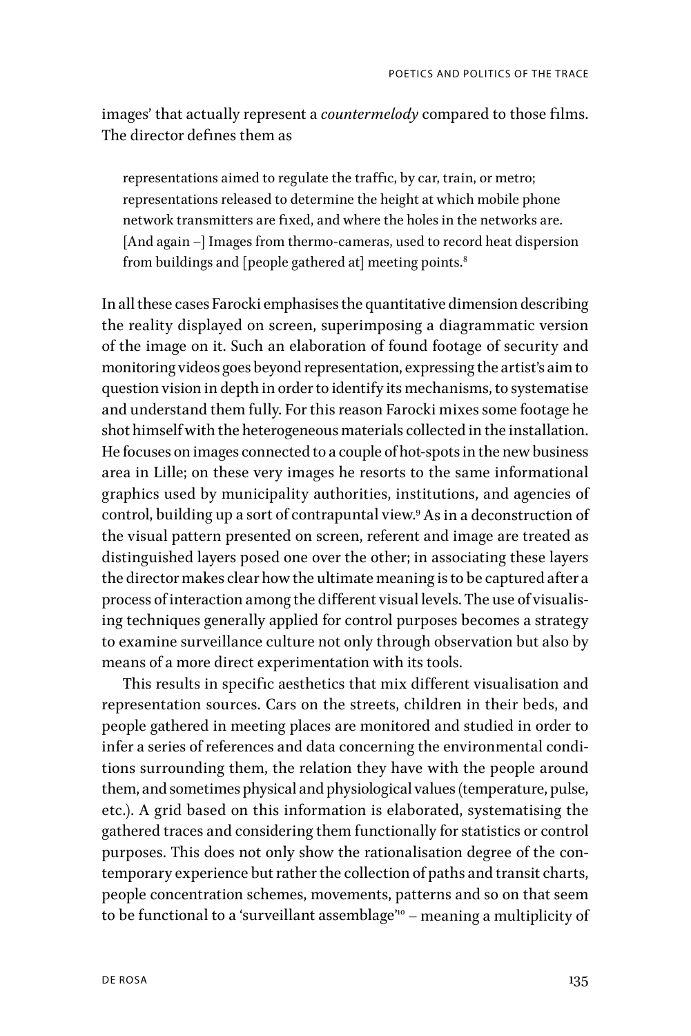images' that actually represent a *countermelody* compared to those films. The director defines them as

> representations aimed to regulate the traffic, by car, train, or metro; representations released to determine the height at which mobile phone network transmitters are fixed, and where the holes in the networks are. [And again –] Images from thermo-cameras, used to record heat dispersion from buildings and [people gathered at] meeting points.[8]

In all these cases Farocki emphasises the quantitative dimension describing the reality displayed on screen, superimposing a diagrammatic version of the image on it. Such an elaboration of found footage of security and monitoring videos goes beyond representation, expressing the artist's aim to question vision in depth in order to identify its mechanisms, to systematise and understand them fully. For this reason Farocki mixes some footage he shot himself with the heterogeneous materials collected in the installation. He focuses on images connected to a couple of hot-spots in the new business area in Lille; on these very images he resorts to the same informational graphics used by municipality authorities, institutions, and agencies of control, building up a sort of contrapuntal view.[9] As in a deconstruction of the visual pattern presented on screen, referent and image are treated as distinguished layers posed one over the other; in associating these layers the director makes clear how the ultimate meaning is to be captured after a process of interaction among the different visual levels. The use of visualising techniques generally applied for control purposes becomes a strategy to examine surveillance culture not only through observation but also by means of a more direct experimentation with its tools.

This results in specific aesthetics that mix different visualisation and representation sources. Cars on the streets, children in their beds, and people gathered in meeting places are monitored and studied in order to infer a series of references and data concerning the environmental conditions surrounding them, the relation they have with the people around them, and sometimes physical and physiological values (temperature, pulse, etc.). A grid based on this information is elaborated, systematising the gathered traces and considering them functionally for statistics or control purposes. This does not only show the rationalisation degree of the contemporary experience but rather the collection of paths and transit charts, people concentration schemes, movements, patterns and so on that seem to be functional to a 'surveillant assemblage'[10] – meaning a multiplicity of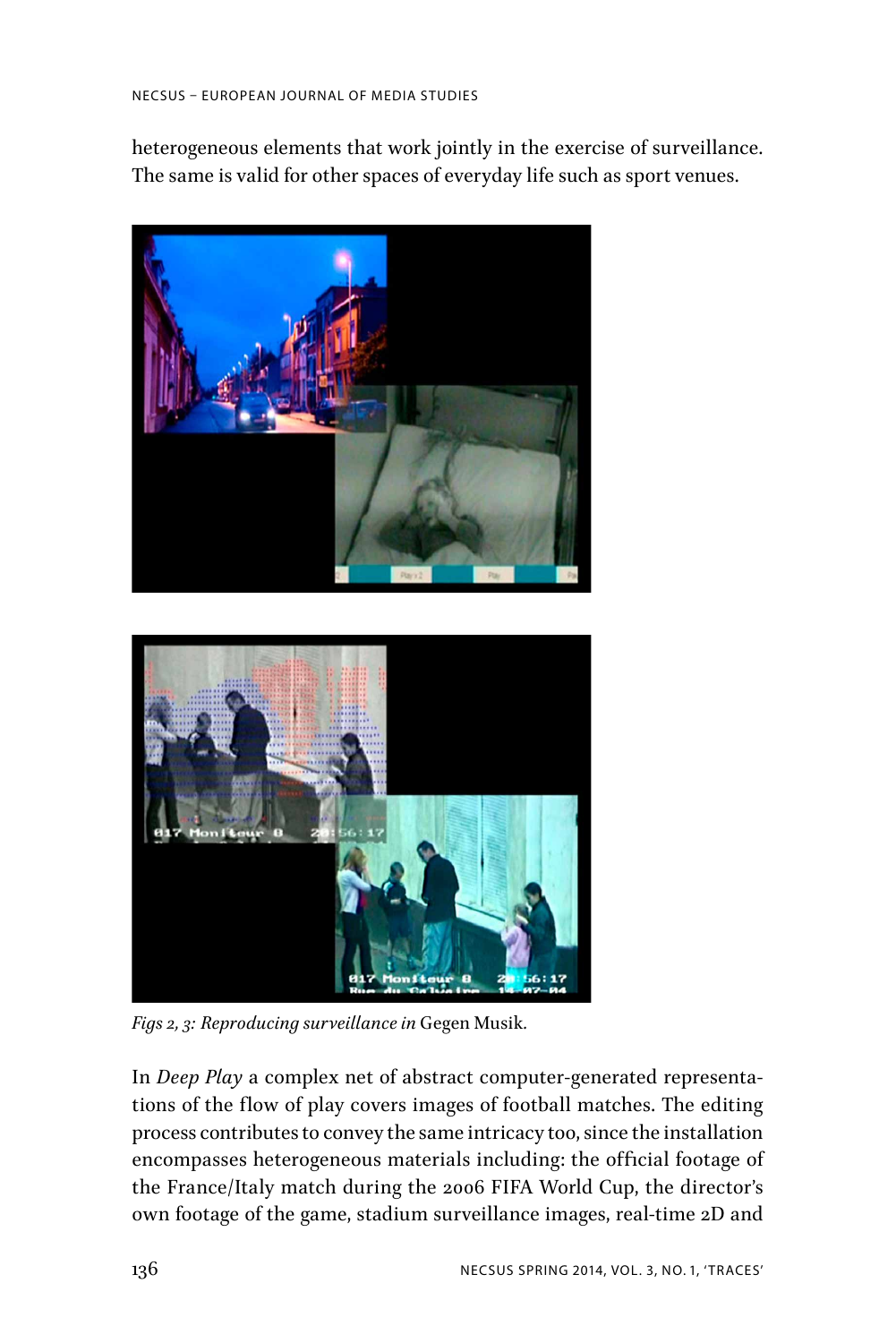heterogeneous elements that work jointly in the exercise of surveillance. The same is valid for other spaces of everyday life such as sport venues.

*Figs 2, 3: Reproducing surveillance in* Gegen Musik.

In *Deep Play* a complex net of abstract computer-generated representations of the flow of play covers images of football matches. The editing process contributes to convey the same intricacy too, since the installation encompasses heterogeneous materials including: the official footage of the France/Italy match during the 2006 FIFA World Cup, the director's own footage of the game, stadium surveillance images, real-time 2D and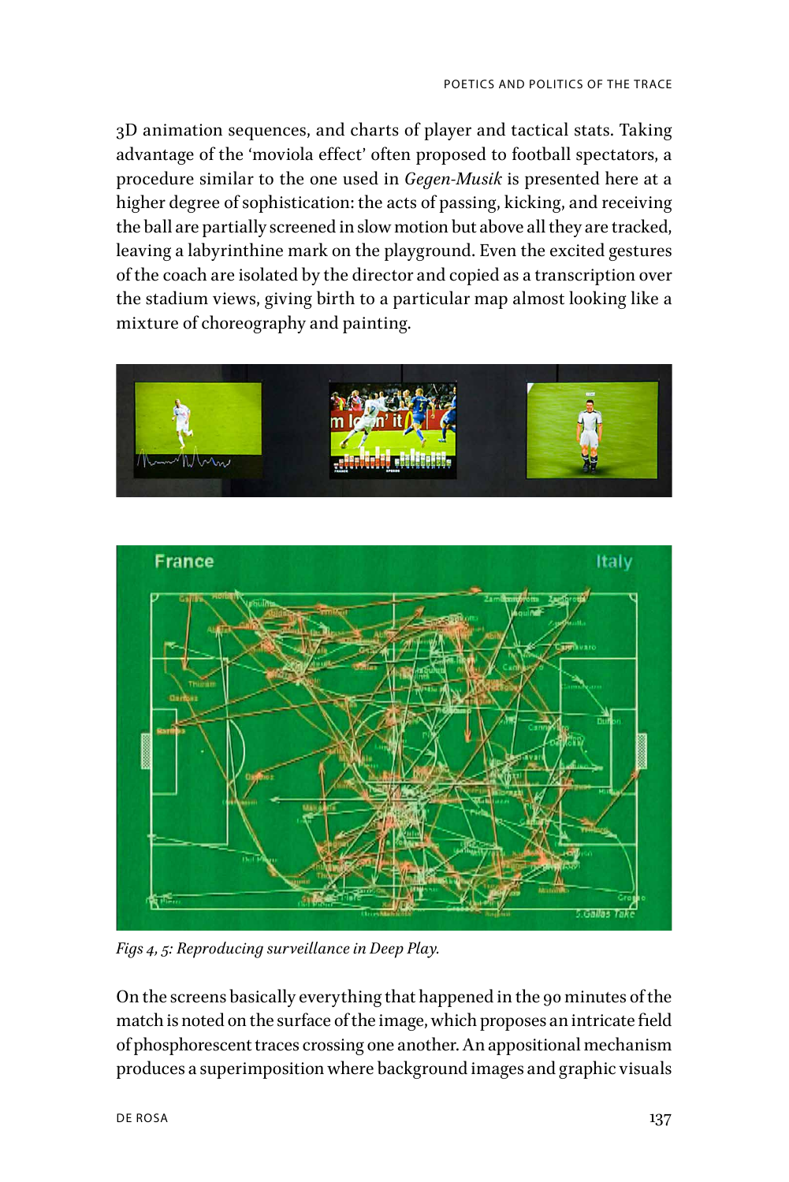3D animation sequences, and charts of player and tactical stats. Taking advantage of the 'moviola effect' often proposed to football spectators, a procedure similar to the one used in *Gegen-Musik* is presented here at a higher degree of sophistication: the acts of passing, kicking, and receiving the ball are partially screened in slow motion but above all they are tracked, leaving a labyrinthine mark on the playground. Even the excited gestures of the coach are isolated by the director and copied as a transcription over the stadium views, giving birth to a particular map almost looking like a mixture of choreography and painting.

*Figs 4, 5: Reproducing surveillance in Deep Play.*

On the screens basically everything that happened in the 90 minutes of the match is noted on the surface of the image, which proposes an intricate field of phosphorescent traces crossing one another. An appositional mechanism produces a superimposition where background images and graphic visuals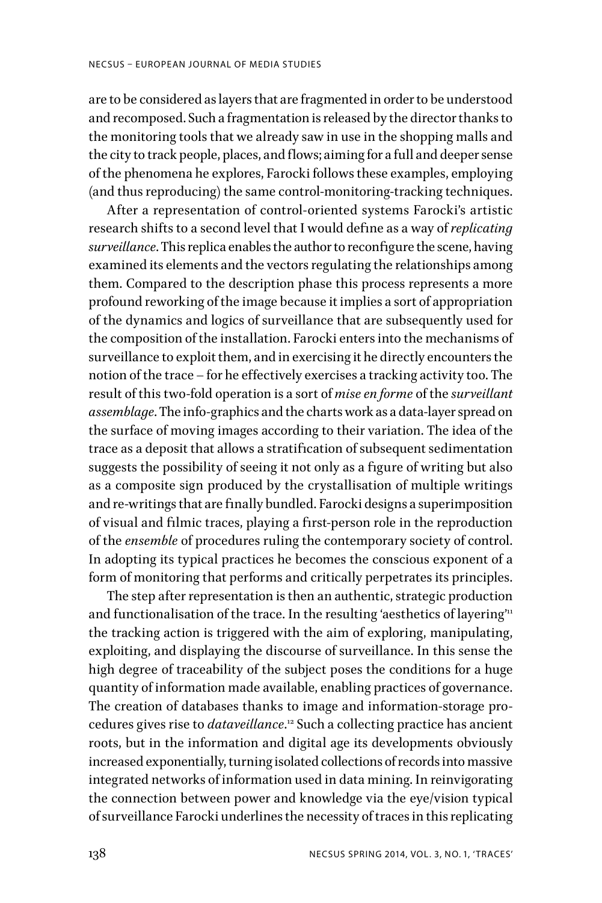are to be considered as layers that are fragmented in order to be understood and recomposed. Such a fragmentation is released by the director thanks to the monitoring tools that we already saw in use in the shopping malls and the city to track people, places, and flows; aiming for a full and deeper sense of the phenomena he explores, Farocki follows these examples, employing (and thus reproducing) the same control-monitoring-tracking techniques.

After a representation of control-oriented systems Farocki's artistic research shifts to a second level that I would define as a way of *replicating surveillance*. This replica enables the author to reconfigure the scene, having examined its elements and the vectors regulating the relationships among them. Compared to the description phase this process represents a more profound reworking of the image because it implies a sort of appropriation of the dynamics and logics of surveillance that are subsequently used for the composition of the installation. Farocki enters into the mechanisms of surveillance to exploit them, and in exercising it he directly encounters the notion of the trace – for he effectively exercises a tracking activity too. The result of this two-fold operation is a sort of *mise en forme* of the *surveillant assemblage*. The info-graphics and the charts work as a data-layer spread on the surface of moving images according to their variation. The idea of the trace as a deposit that allows a stratification of subsequent sedimentation suggests the possibility of seeing it not only as a figure of writing but also as a composite sign produced by the crystallisation of multiple writings and re-writings that are finally bundled. Farocki designs a superimposition of visual and filmic traces, playing a first-person role in the reproduction of the *ensemble* of procedures ruling the contemporary society of control. In adopting its typical practices he becomes the conscious exponent of a form of monitoring that performs and critically perpetrates its principles.

The step after representation is then an authentic, strategic production and functionalisation of the trace. In the resulting 'aesthetics of layering'[11] the tracking action is triggered with the aim of exploring, manipulating, exploiting, and displaying the discourse of surveillance. In this sense the high degree of traceability of the subject poses the conditions for a huge quantity of information made available, enabling practices of governance. The creation of databases thanks to image and information-storage procedures gives rise to *dataveillance*.[12] Such a collecting practice has ancient roots, but in the information and digital age its developments obviously increased exponentially, turning isolated collections of records into massive integrated networks of information used in data mining. In reinvigorating the connection between power and knowledge via the eye/vision typical of surveillance Farocki underlines the necessity of traces in this replicating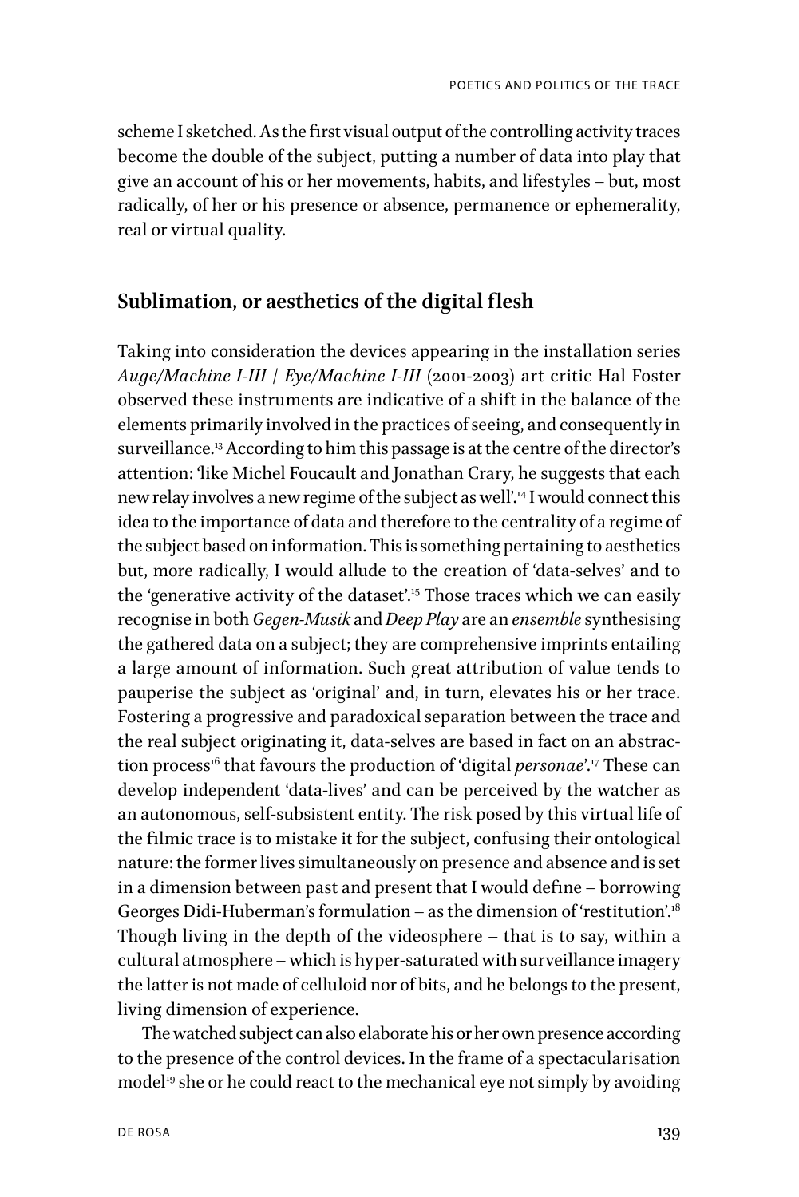scheme I sketched. As the first visual output of the controlling activity traces become the double of the subject, putting a number of data into play that give an account of his or her movements, habits, and lifestyles – but, most radically, of her or his presence or absence, permanence or ephemerality, real or virtual quality.

## Sublimation, or aesthetics of the digital flesh

Taking into consideration the devices appearing in the installation series *Auge/Machine I-III* | *Eye/Machine I-III* (2001-2003) art critic Hal Foster observed these instruments are indicative of a shift in the balance of the elements primarily involved in the practices of seeing, and consequently in surveillance.[13] According to him this passage is at the centre of the director's attention: 'like Michel Foucault and Jonathan Crary, he suggests that each new relay involves a new regime of the subject as well'.[14] I would connect this idea to the importance of data and therefore to the centrality of a regime of the subject based on information. This is something pertaining to aesthetics but, more radically, I would allude to the creation of 'data-selves' and to the 'generative activity of the dataset'.[15] Those traces which we can easily recognise in both *Gegen-Musik* and *Deep Play* are an *ensemble* synthesising the gathered data on a subject; they are comprehensive imprints entailing a large amount of information. Such great attribution of value tends to pauperise the subject as 'original' and, in turn, elevates his or her trace. Fostering a progressive and paradoxical separation between the trace and the real subject originating it, data-selves are based in fact on an abstraction process[16] that favours the production of 'digital *personae*'.[17] These can develop independent 'data-lives' and can be perceived by the watcher as an autonomous, self-subsistent entity. The risk posed by this virtual life of the filmic trace is to mistake it for the subject, confusing their ontological nature: the former lives simultaneously on presence and absence and is set in a dimension between past and present that I would define – borrowing Georges Didi-Huberman's formulation – as the dimension of 'restitution'.[18] Though living in the depth of the videosphere – that is to say, within a cultural atmosphere – which is hyper-saturated with surveillance imagery the latter is not made of celluloid nor of bits, and he belongs to the present, living dimension of experience.

The watched subject can also elaborate his or her own presence according to the presence of the control devices. In the frame of a spectacularisation model[19] she or he could react to the mechanical eye not simply by avoiding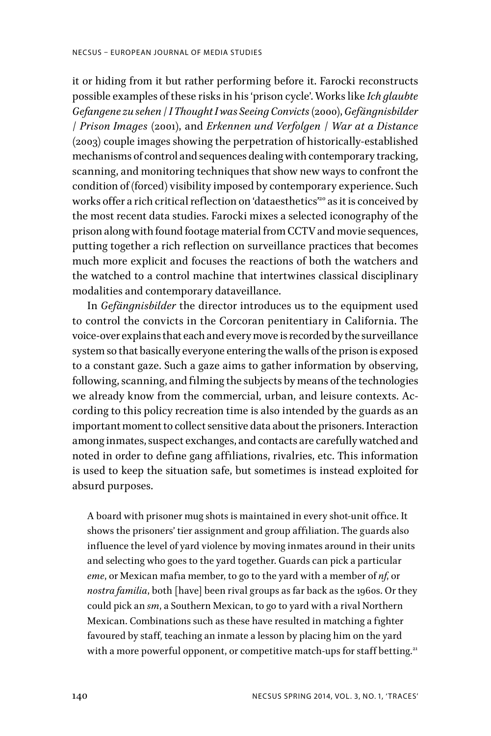it or hiding from it but rather performing before it. Farocki reconstructs possible examples of these risks in his 'prison cycle'. Works like *Ich glaubte Gefangene zu sehen / I Thought I was Seeing Convicts* (2000), *Gefängnisbilder / Prison Images* (2001), and *Erkennen und Verfolgen / War at a Distance* (2003) couple images showing the perpetration of historically-established mechanisms of control and sequences dealing with contemporary tracking, scanning, and monitoring techniques that show new ways to confront the condition of (forced) visibility imposed by contemporary experience. Such works offer a rich critical reflection on 'dataesthetics'[20] as it is conceived by the most recent data studies. Farocki mixes a selected iconography of the prison along with found footage material from CCTV and movie sequences, putting together a rich reflection on surveillance practices that becomes much more explicit and focuses the reactions of both the watchers and the watched to a control machine that intertwines classical disciplinary modalities and contemporary dataveillance.

In *Gefängnisbilder* the director introduces us to the equipment used to control the convicts in the Corcoran penitentiary in California. The voice-over explains that each and every move is recorded by the surveillance system so that basically everyone entering the walls of the prison is exposed to a constant gaze. Such a gaze aims to gather information by observing, following, scanning, and filming the subjects by means of the technologies we already know from the commercial, urban, and leisure contexts. According to this policy recreation time is also intended by the guards as an important moment to collect sensitive data about the prisoners. Interaction among inmates, suspect exchanges, and contacts are carefully watched and noted in order to define gang affiliations, rivalries, etc. This information is used to keep the situation safe, but sometimes is instead exploited for absurd purposes.

> A board with prisoner mug shots is maintained in every shot-unit office. It shows the prisoners' tier assignment and group affiliation. The guards also influence the level of yard violence by moving inmates around in their units and selecting who goes to the yard together. Guards can pick a particular *eme*, or Mexican mafia member, to go to the yard with a member of *nf*, or *nostra familia*, both [have] been rival groups as far back as the 1960s. Or they could pick an *sm*, a Southern Mexican, to go to yard with a rival Northern Mexican. Combinations such as these have resulted in matching a fighter favoured by staff, teaching an inmate a lesson by placing him on the yard with a more powerful opponent, or competitive match-ups for staff betting.[21]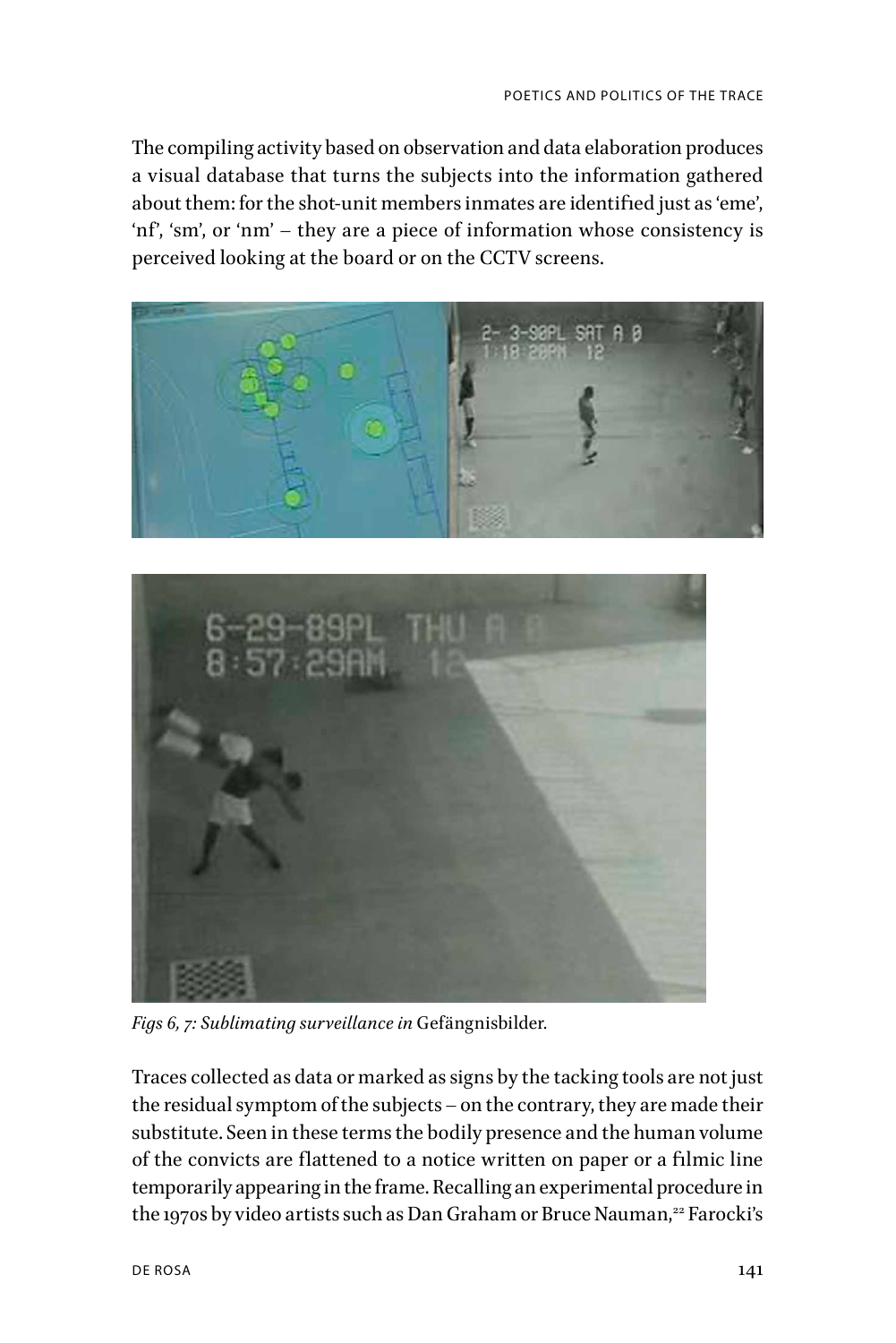The compiling activity based on observation and data elaboration produces a visual database that turns the subjects into the information gathered about them: for the shot-unit members inmates are identified just as 'eme', 'nf', 'sm', or 'nm' – they are a piece of information whose consistency is perceived looking at the board or on the CCTV screens.

*Figs 6, 7: Sublimating surveillance in* Gefängnisbilder.

Traces collected as data or marked as signs by the tacking tools are not just the residual symptom of the subjects – on the contrary, they are made their substitute. Seen in these terms the bodily presence and the human volume of the convicts are flattened to a notice written on paper or a filmic line temporarily appearing in the frame. Recalling an experimental procedure in the 1970s by video artists such as Dan Graham or Bruce Nauman,[22] Farocki's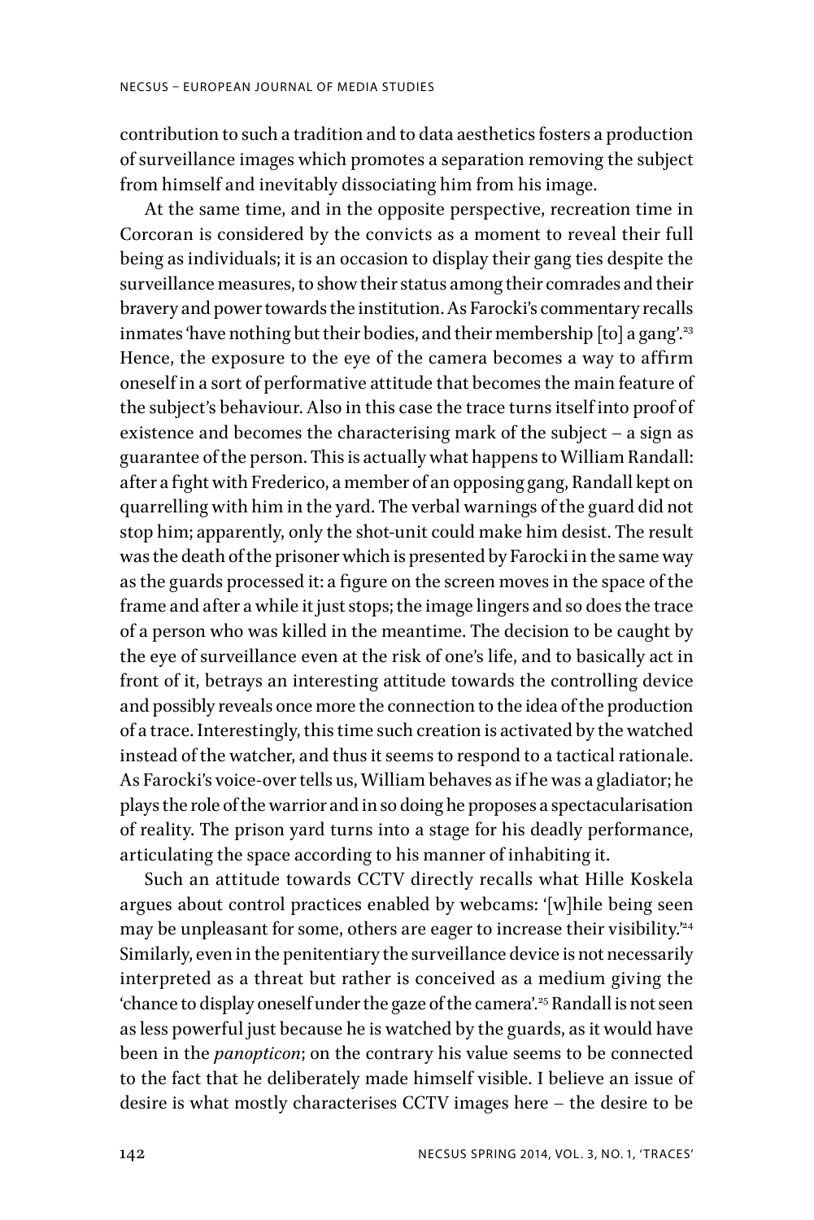contribution to such a tradition and to data aesthetics fosters a production of surveillance images which promotes a separation removing the subject from himself and inevitably dissociating him from his image.

At the same time, and in the opposite perspective, recreation time in Corcoran is considered by the convicts as a moment to reveal their full being as individuals; it is an occasion to display their gang ties despite the surveillance measures, to show their status among their comrades and their bravery and power towards the institution. As Farocki's commentary recalls inmates 'have nothing but their bodies, and their membership [to] a gang'.[23] Hence, the exposure to the eye of the camera becomes a way to affirm oneself in a sort of performative attitude that becomes the main feature of the subject's behaviour. Also in this case the trace turns itself into proof of existence and becomes the characterising mark of the subject – a sign as guarantee of the person. This is actually what happens to William Randall: after a fight with Frederico, a member of an opposing gang, Randall kept on quarrelling with him in the yard. The verbal warnings of the guard did not stop him; apparently, only the shot-unit could make him desist. The result was the death of the prisoner which is presented by Farocki in the same way as the guards processed it: a figure on the screen moves in the space of the frame and after a while it just stops; the image lingers and so does the trace of a person who was killed in the meantime. The decision to be caught by the eye of surveillance even at the risk of one's life, and to basically act in front of it, betrays an interesting attitude towards the controlling device and possibly reveals once more the connection to the idea of the production of a trace. Interestingly, this time such creation is activated by the watched instead of the watcher, and thus it seems to respond to a tactical rationale. As Farocki's voice-over tells us, William behaves as if he was a gladiator; he plays the role of the warrior and in so doing he proposes a spectacularisation of reality. The prison yard turns into a stage for his deadly performance, articulating the space according to his manner of inhabiting it.

Such an attitude towards CCTV directly recalls what Hille Koskela argues about control practices enabled by webcams: '[w]hile being seen may be unpleasant for some, others are eager to increase their visibility.'[24] Similarly, even in the penitentiary the surveillance device is not necessarily interpreted as a threat but rather is conceived as a medium giving the 'chance to display oneself under the gaze of the camera'.[25] Randall is not seen as less powerful just because he is watched by the guards, as it would have been in the *panopticon*; on the contrary his value seems to be connected to the fact that he deliberately made himself visible. I believe an issue of desire is what mostly characterises CCTV images here – the desire to be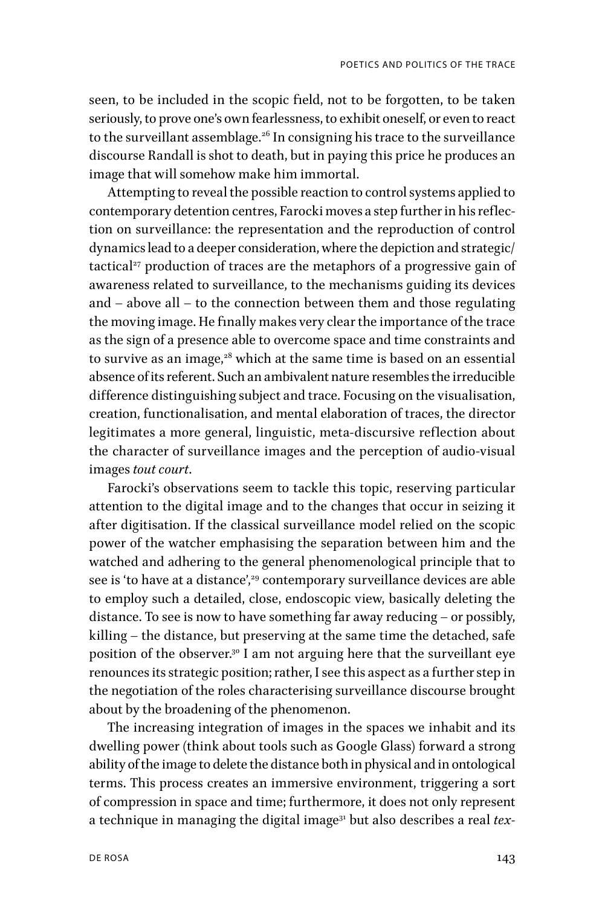seen, to be included in the scopic field, not to be forgotten, to be taken seriously, to prove one's own fearlessness, to exhibit oneself, or even to react to the surveillant assemblage.[26] In consigning his trace to the surveillance discourse Randall is shot to death, but in paying this price he produces an image that will somehow make him immortal.

Attempting to reveal the possible reaction to control systems applied to contemporary detention centres, Farocki moves a step further in his reflection on surveillance: the representation and the reproduction of control dynamics lead to a deeper consideration, where the depiction and strategic/tactical[27] production of traces are the metaphors of a progressive gain of awareness related to surveillance, to the mechanisms guiding its devices and – above all – to the connection between them and those regulating the moving image. He finally makes very clear the importance of the trace as the sign of a presence able to overcome space and time constraints and to survive as an image,[28] which at the same time is based on an essential absence of its referent. Such an ambivalent nature resembles the irreducible difference distinguishing subject and trace. Focusing on the visualisation, creation, functionalisation, and mental elaboration of traces, the director legitimates a more general, linguistic, meta-discursive reflection about the character of surveillance images and the perception of audio-visual images *tout court*.

Farocki's observations seem to tackle this topic, reserving particular attention to the digital image and to the changes that occur in seizing it after digitisation. If the classical surveillance model relied on the scopic power of the watcher emphasising the separation between him and the watched and adhering to the general phenomenological principle that to see is 'to have at a distance',[29] contemporary surveillance devices are able to employ such a detailed, close, endoscopic view, basically deleting the distance. To see is now to have something far away reducing – or possibly, killing – the distance, but preserving at the same time the detached, safe position of the observer.[30] I am not arguing here that the surveillant eye renounces its strategic position; rather, I see this aspect as a further step in the negotiation of the roles characterising surveillance discourse brought about by the broadening of the phenomenon.

The increasing integration of images in the spaces we inhabit and its dwelling power (think about tools such as Google Glass) forward a strong ability of the image to delete the distance both in physical and in ontological terms. This process creates an immersive environment, triggering a sort of compression in space and time; furthermore, it does not only represent a technique in managing the digital image[31] but also describes a real *tex-*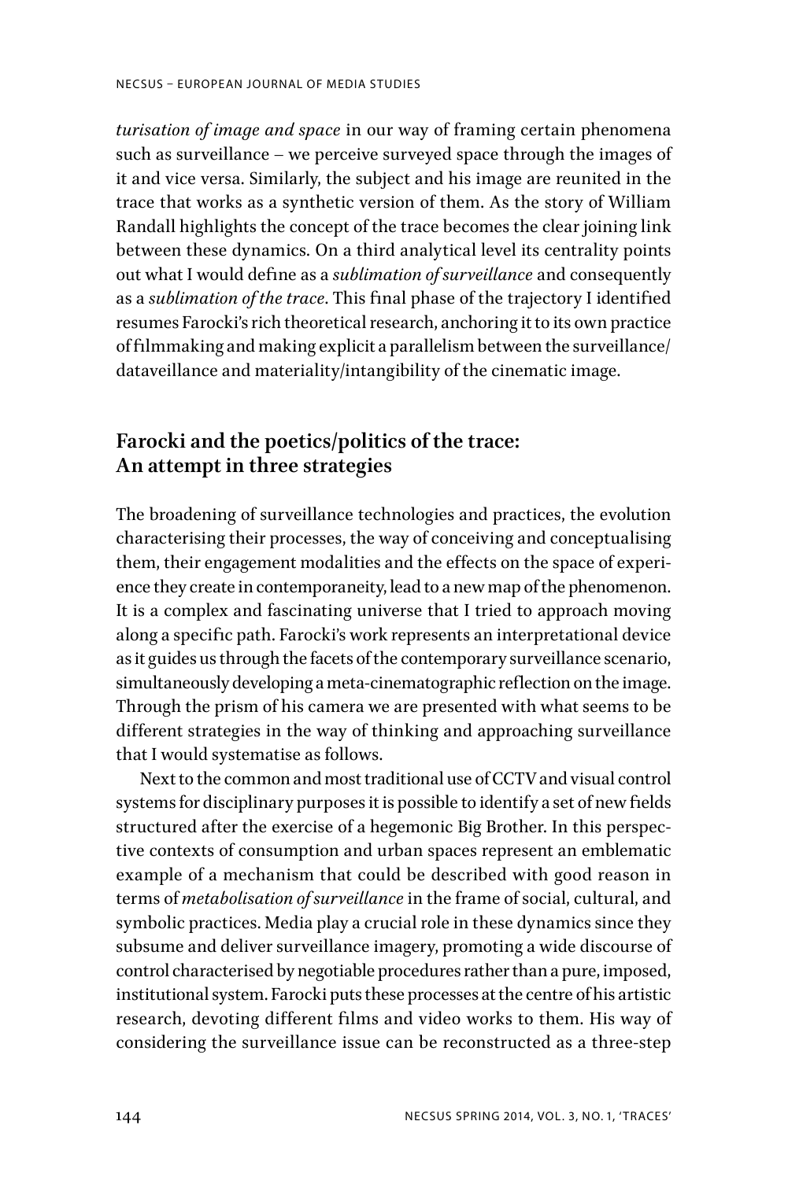*turisation of image and space* in our way of framing certain phenomena such as surveillance – we perceive surveyed space through the images of it and vice versa. Similarly, the subject and his image are reunited in the trace that works as a synthetic version of them. As the story of William Randall highlights the concept of the trace becomes the clear joining link between these dynamics. On a third analytical level its centrality points out what I would define as a *sublimation of surveillance* and consequently as a *sublimation of the trace*. This final phase of the trajectory I identified resumes Farocki's rich theoretical research, anchoring it to its own practice of filmmaking and making explicit a parallelism between the surveillance/dataveillance and materiality/intangibility of the cinematic image.

## Farocki and the poetics/politics of the trace: An attempt in three strategies

The broadening of surveillance technologies and practices, the evolution characterising their processes, the way of conceiving and conceptualising them, their engagement modalities and the effects on the space of experience they create in contemporaneity, lead to a new map of the phenomenon. It is a complex and fascinating universe that I tried to approach moving along a specific path. Farocki's work represents an interpretational device as it guides us through the facets of the contemporary surveillance scenario, simultaneously developing a meta-cinematographic reflection on the image. Through the prism of his camera we are presented with what seems to be different strategies in the way of thinking and approaching surveillance that I would systematise as follows.

Next to the common and most traditional use of CCTV and visual control systems for disciplinary purposes it is possible to identify a set of new fields structured after the exercise of a hegemonic Big Brother. In this perspective contexts of consumption and urban spaces represent an emblematic example of a mechanism that could be described with good reason in terms of *metabolisation of surveillance* in the frame of social, cultural, and symbolic practices. Media play a crucial role in these dynamics since they subsume and deliver surveillance imagery, promoting a wide discourse of control characterised by negotiable procedures rather than a pure, imposed, institutional system. Farocki puts these processes at the centre of his artistic research, devoting different films and video works to them. His way of considering the surveillance issue can be reconstructed as a three-step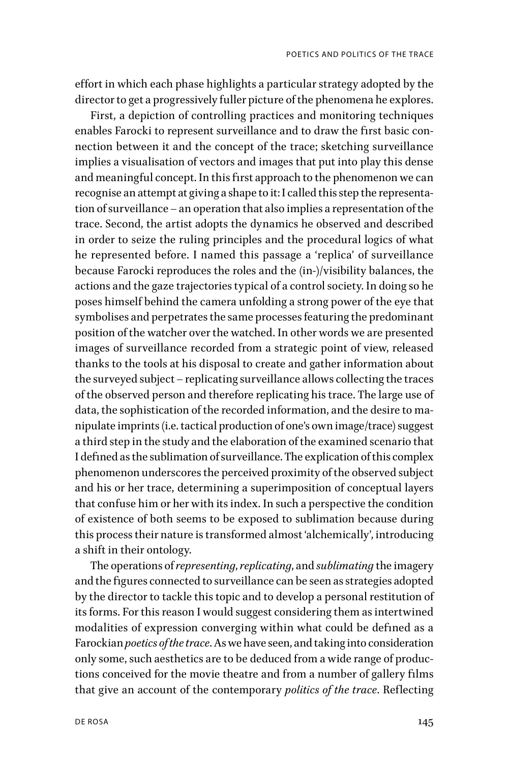effort in which each phase highlights a particular strategy adopted by the director to get a progressively fuller picture of the phenomena he explores.

First, a depiction of controlling practices and monitoring techniques enables Farocki to represent surveillance and to draw the first basic connection between it and the concept of the trace; sketching surveillance implies a visualisation of vectors and images that put into play this dense and meaningful concept. In this first approach to the phenomenon we can recognise an attempt at giving a shape to it: I called this step the representation of surveillance – an operation that also implies a representation of the trace. Second, the artist adopts the dynamics he observed and described in order to seize the ruling principles and the procedural logics of what he represented before. I named this passage a 'replica' of surveillance because Farocki reproduces the roles and the (in-)/visibility balances, the actions and the gaze trajectories typical of a control society. In doing so he poses himself behind the camera unfolding a strong power of the eye that symbolises and perpetrates the same processes featuring the predominant position of the watcher over the watched. In other words we are presented images of surveillance recorded from a strategic point of view, released thanks to the tools at his disposal to create and gather information about the surveyed subject – replicating surveillance allows collecting the traces of the observed person and therefore replicating his trace. The large use of data, the sophistication of the recorded information, and the desire to manipulate imprints (i.e. tactical production of one's own image/trace) suggest a third step in the study and the elaboration of the examined scenario that I defined as the sublimation of surveillance. The explication of this complex phenomenon underscores the perceived proximity of the observed subject and his or her trace, determining a superimposition of conceptual layers that confuse him or her with its index. In such a perspective the condition of existence of both seems to be exposed to sublimation because during this process their nature is transformed almost 'alchemically', introducing a shift in their ontology.

The operations of *representing*, *replicating*, and *sublimating* the imagery and the figures connected to surveillance can be seen as strategies adopted by the director to tackle this topic and to develop a personal restitution of its forms. For this reason I would suggest considering them as intertwined modalities of expression converging within what could be defined as a Farockian *poetics of the trace*. As we have seen, and taking into consideration only some, such aesthetics are to be deduced from a wide range of productions conceived for the movie theatre and from a number of gallery films that give an account of the contemporary *politics of the trace*. Reflecting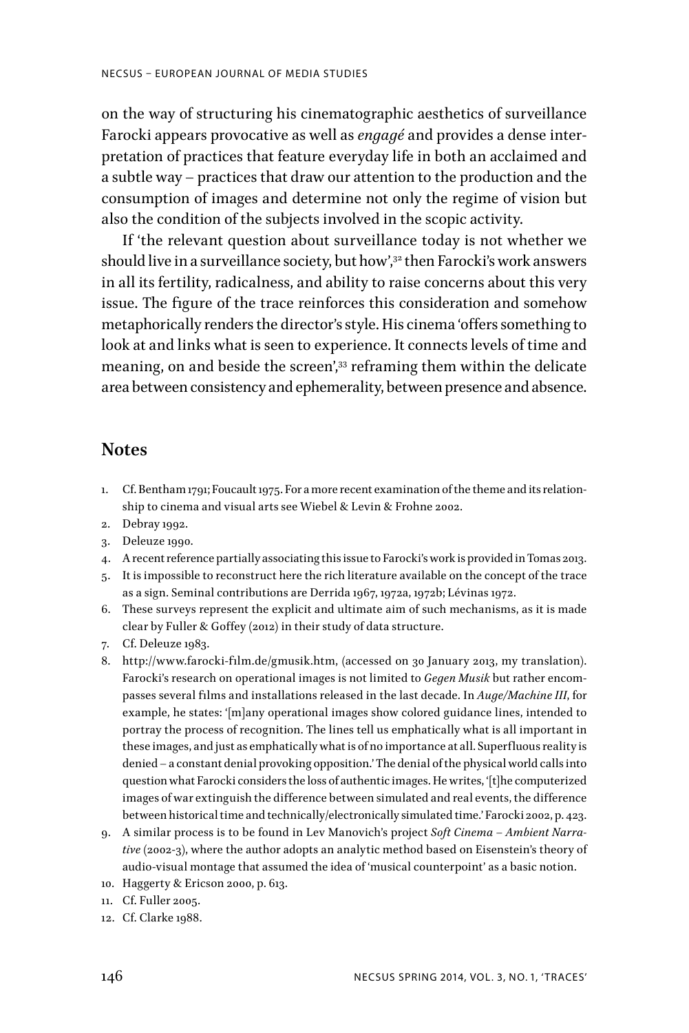on the way of structuring his cinematographic aesthetics of surveillance Farocki appears provocative as well as *engagé* and provides a dense interpretation of practices that feature everyday life in both an acclaimed and a subtle way – practices that draw our attention to the production and the consumption of images and determine not only the regime of vision but also the condition of the subjects involved in the scopic activity.

If 'the relevant question about surveillance today is not whether we should live in a surveillance society, but how',[32] then Farocki's work answers in all its fertility, radicalness, and ability to raise concerns about this very issue. The figure of the trace reinforces this consideration and somehow metaphorically renders the director's style. His cinema 'offers something to look at and links what is seen to experience. It connects levels of time and meaning, on and beside the screen',[33] reframing them within the delicate area between consistency and ephemerality, between presence and absence.

## Notes

1. Cf. Bentham 1791; Foucault 1975. For a more recent examination of the theme and its relationship to cinema and visual arts see Wiebel & Levin & Frohne 2002.
2. Debray 1992.
3. Deleuze 1990.
4. A recent reference partially associating this issue to Farocki's work is provided in Tomas 2013.
5. It is impossible to reconstruct here the rich literature available on the concept of the trace as a sign. Seminal contributions are Derrida 1967, 1972a, 1972b; Lévinas 1972.
6. These surveys represent the explicit and ultimate aim of such mechanisms, as it is made clear by Fuller & Goffey (2012) in their study of data structure.
7. Cf. Deleuze 1983.
8. http://www.farocki-film.de/gmusik.htm, (accessed on 30 January 2013, my translation). Farocki's research on operational images is not limited to *Gegen Musik* but rather encompasses several films and installations released in the last decade. In *Auge/Machine III*, for example, he states: '[m]any operational images show colored guidance lines, intended to portray the process of recognition. The lines tell us emphatically what is all important in these images, and just as emphatically what is of no importance at all. Superfluous reality is denied – a constant denial provoking opposition.' The denial of the physical world calls into question what Farocki considers the loss of authentic images. He writes, '[t]he computerized images of war extinguish the difference between simulated and real events, the difference between historical time and technically/electronically simulated time.' Farocki 2002, p. 423.
9. A similar process is to be found in Lev Manovich's project *Soft Cinema – Ambient Narrative* (2002-3), where the author adopts an analytic method based on Eisenstein's theory of audio-visual montage that assumed the idea of 'musical counterpoint' as a basic notion.
10. Haggerty & Ericson 2000, p. 613.
11. Cf. Fuller 2005.
12. Cf. Clarke 1988.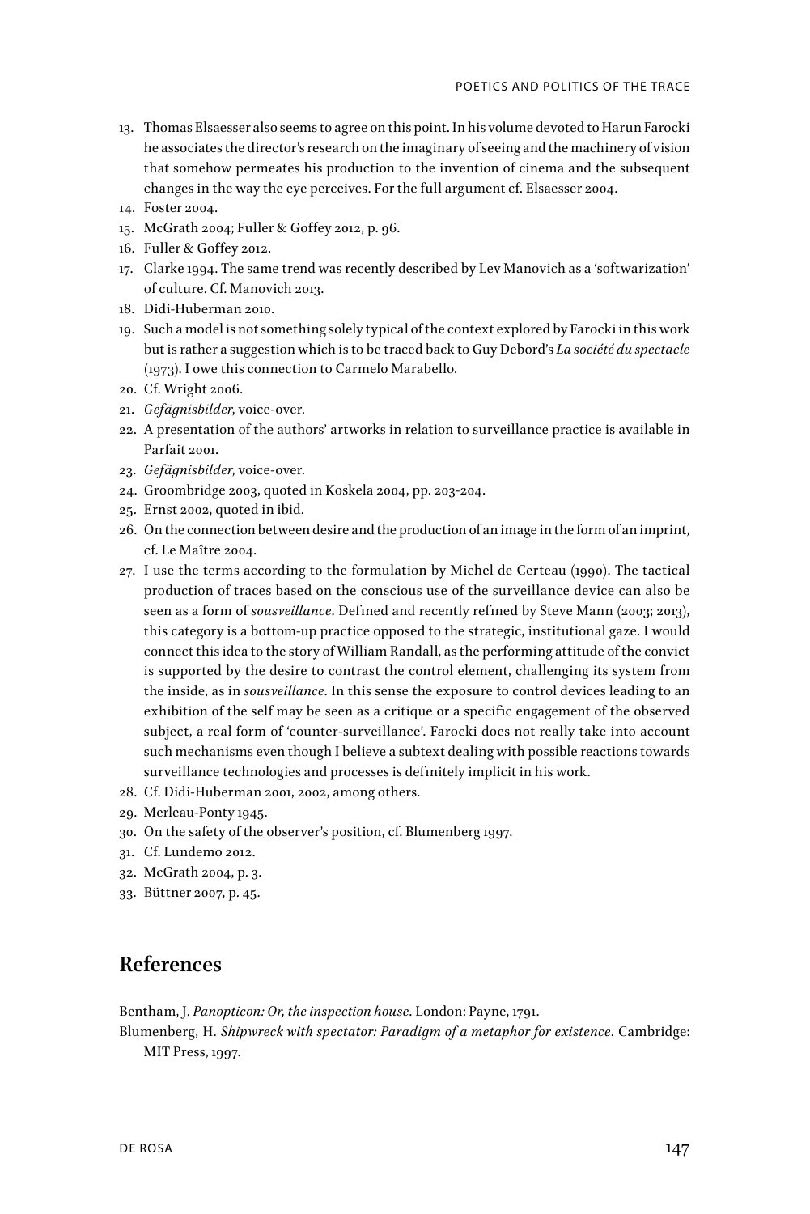13. Thomas Elsaesser also seems to agree on this point. In his volume devoted to Harun Farocki he associates the director's research on the imaginary of seeing and the machinery of vision that somehow permeates his production to the invention of cinema and the subsequent changes in the way the eye perceives. For the full argument cf. Elsaesser 2004.
14. Foster 2004.
15. McGrath 2004; Fuller & Goffey 2012, p. 96.
16. Fuller & Goffey 2012.
17. Clarke 1994. The same trend was recently described by Lev Manovich as a 'softwarization' of culture. Cf. Manovich 2013.
18. Didi-Huberman 2010.
19. Such a model is not something solely typical of the context explored by Farocki in this work but is rather a suggestion which is to be traced back to Guy Debord's *La société du spectacle* (1973). I owe this connection to Carmelo Marabello.
20. Cf. Wright 2006.
21. *Gefägnisbilder*, voice-over.
22. A presentation of the authors' artworks in relation to surveillance practice is available in Parfait 2001.
23. *Gefägnisbilder*, voice-over.
24. Groombridge 2003, quoted in Koskela 2004, pp. 203-204.
25. Ernst 2002, quoted in ibid.
26. On the connection between desire and the production of an image in the form of an imprint, cf. Le Maître 2004.
27. I use the terms according to the formulation by Michel de Certeau (1990). The tactical production of traces based on the conscious use of the surveillance device can also be seen as a form of *sousveillance*. Defined and recently refined by Steve Mann (2003; 2013), this category is a bottom-up practice opposed to the strategic, institutional gaze. I would connect this idea to the story of William Randall, as the performing attitude of the convict is supported by the desire to contrast the control element, challenging its system from the inside, as in *sousveillance*. In this sense the exposure to control devices leading to an exhibition of the self may be seen as a critique or a specific engagement of the observed subject, a real form of 'counter-surveillance'. Farocki does not really take into account such mechanisms even though I believe a subtext dealing with possible reactions towards surveillance technologies and processes is definitely implicit in his work.
28. Cf. Didi-Huberman 2001, 2002, among others.
29. Merleau-Ponty 1945.
30. On the safety of the observer's position, cf. Blumenberg 1997.
31. Cf. Lundemo 2012.
32. McGrath 2004, p. 3.
33. Büttner 2007, p. 45.

## References

Bentham, J. *Panopticon: Or, the inspection house*. London: Payne, 1791.

Blumenberg, H. *Shipwreck with spectator: Paradigm of a metaphor for existence*. Cambridge: MIT Press, 1997.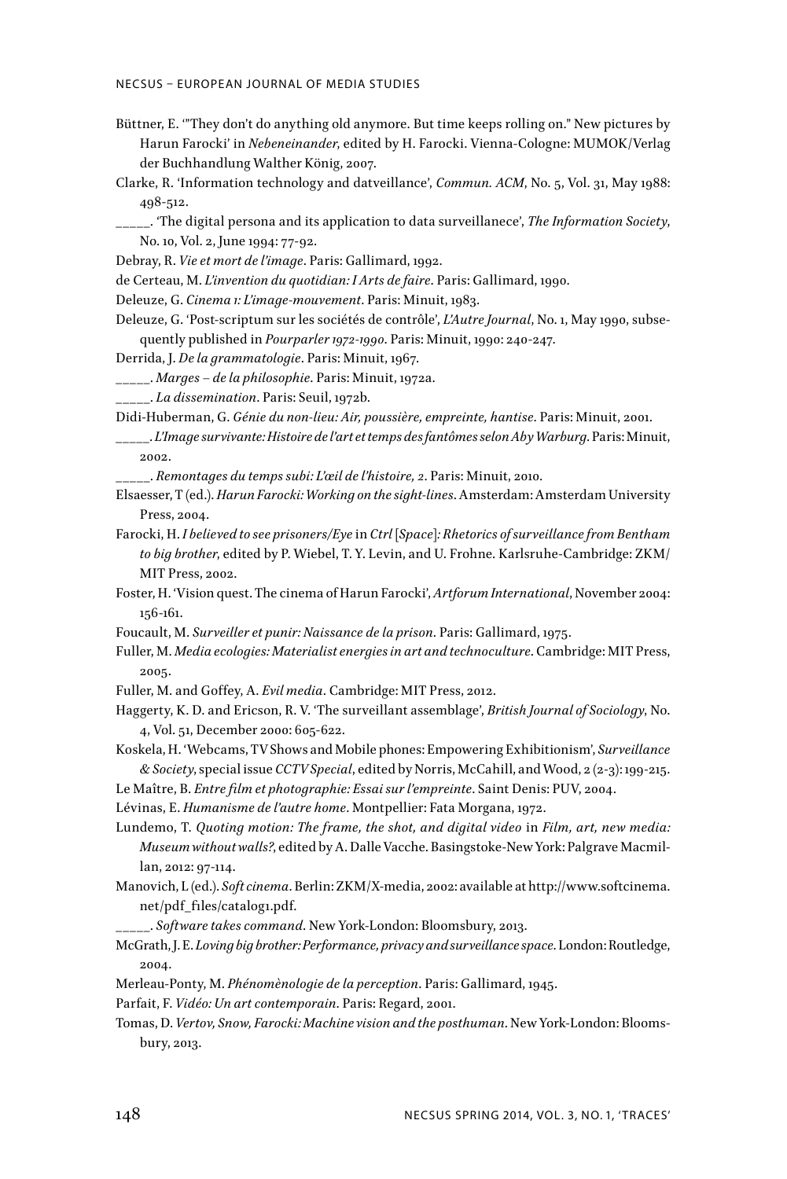Büttner, E. '"They don't do anything old anymore. But time keeps rolling on." New pictures by Harun Farocki' in *Nebeneinander*, edited by H. Farocki. Vienna-Cologne: MUMOK/Verlag der Buchhandlung Walther König, 2007.

Clarke, R. 'Information technology and datveillance', *Commun. ACM*, No. 5, Vol. 31, May 1988: 498-512.

_____. 'The digital persona and its application to data surveillanece', *The Information Society*, No. 10, Vol. 2, June 1994: 77-92.

Debray, R. *Vie et mort de l'image*. Paris: Gallimard, 1992.

de Certeau, M. *L'invention du quotidian: I Arts de faire*. Paris: Gallimard, 1990.

Deleuze, G. *Cinema 1: L'image-mouvement*. Paris: Minuit, 1983.

Deleuze, G. 'Post-scriptum sur les sociétés de contrôle', *L'Autre Journal*, No. 1, May 1990, subsequently published in *Pourparler 1972-1990*. Paris: Minuit, 1990: 240-247.

Derrida, J. *De la grammatologie*. Paris: Minuit, 1967.

_____. *Marges – de la philosophie*. Paris: Minuit, 1972a.

_____. *La dissemination*. Paris: Seuil, 1972b.

Didi-Huberman, G. *Génie du non-lieu: Air, poussière, empreinte, hantise*. Paris: Minuit, 2001.

_____. *L'Image survivante: Histoire de l'art et temps des fantômes selon Aby Warburg*. Paris: Minuit, 2002.

_____. *Remontages du temps subi: L'œil de l'histoire, 2*. Paris: Minuit, 2010.

Elsaesser, T (ed.). *Harun Farocki: Working on the sight-lines*. Amsterdam: Amsterdam University Press, 2004.

Farocki, H. *I believed to see prisoners/Eye* in *Ctrl [Space]: Rhetorics of surveillance from Bentham to big brother*, edited by P. Wiebel, T. Y. Levin, and U. Frohne. Karlsruhe-Cambridge: ZKM/MIT Press, 2002.

Foster, H. 'Vision quest. The cinema of Harun Farocki', *Artforum International*, November 2004: 156-161.

Foucault, M. *Surveiller et punir: Naissance de la prison*. Paris: Gallimard, 1975.

Fuller, M. *Media ecologies: Materialist energies in art and technoculture*. Cambridge: MIT Press, 2005.

Fuller, M. and Goffey, A. *Evil media*. Cambridge: MIT Press, 2012.

Haggerty, K. D. and Ericson, R. V. 'The surveillant assemblage', *British Journal of Sociology*, No. 4, Vol. 51, December 2000: 605-622.

Koskela, H. 'Webcams, TV Shows and Mobile phones: Empowering Exhibitionism', *Surveillance & Society*, special issue *CCTV Special*, edited by Norris, McCahill, and Wood, 2 (2-3): 199-215.

Le Maître, B. *Entre film et photographie: Essai sur l'empreinte*. Saint Denis: PUV, 2004.

Lévinas, E. *Humanisme de l'autre home*. Montpellier: Fata Morgana, 1972.

Lundemo, T. *Quoting motion: The frame, the shot, and digital video* in *Film, art, new media: Museum without walls?*, edited by A. Dalle Vacche. Basingstoke-New York: Palgrave Macmillan, 2012: 97-114.

Manovich, L (ed.). *Soft cinema*. Berlin: ZKM/X-media, 2002: available at http://www.softcinema.net/pdf_files/catalog1.pdf.

_____. *Software takes command*. New York-London: Bloomsbury, 2013.

McGrath, J. E. *Loving big brother: Performance, privacy and surveillance space*. London: Routledge, 2004.

Merleau-Ponty, M. *Phénomènologie de la perception*. Paris: Gallimard, 1945.

Parfait, F. *Vidéo: Un art contemporain*. Paris: Regard, 2001.

Tomas, D. *Vertov, Snow, Farocki: Machine vision and the posthuman*. New York-London: Bloomsbury, 2013.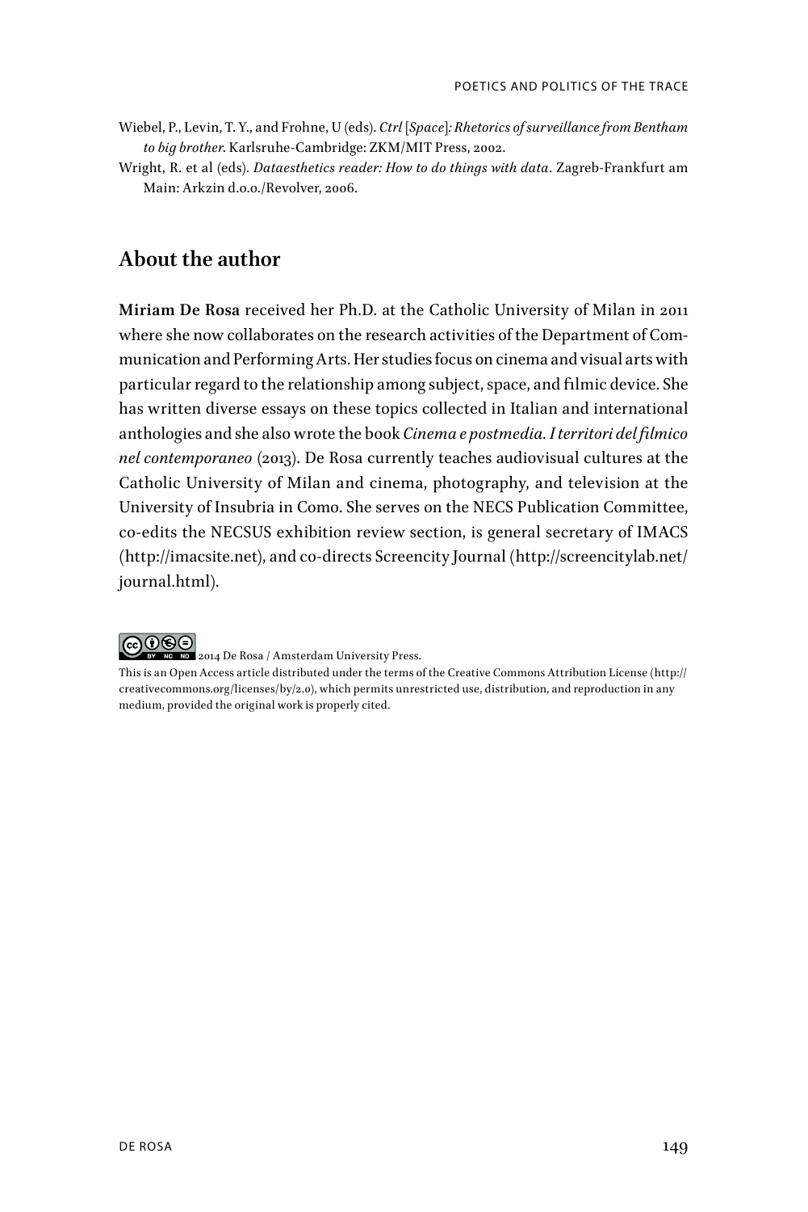Wiebel, P., Levin, T. Y., and Frohne, U (eds). *Ctrl [Space]: Rhetorics of surveillance from Bentham to big brother*. Karlsruhe-Cambridge: ZKM/MIT Press, 2002.

Wright, R. et al (eds). *Dataesthetics reader: How to do things with data*. Zagreb-Frankfurt am Main: Arkzin d.o.o./Revolver, 2006.

## About the author

**Miriam De Rosa** received her Ph.D. at the Catholic University of Milan in 2011 where she now collaborates on the research activities of the Department of Communication and Performing Arts. Her studies focus on cinema and visual arts with particular regard to the relationship among subject, space, and filmic device. She has written diverse essays on these topics collected in Italian and international anthologies and she also wrote the book *Cinema e postmedia. I territori del filmico nel contemporaneo* (2013). De Rosa currently teaches audiovisual cultures at the Catholic University of Milan and cinema, photography, and television at the University of Insubria in Como. She serves on the NECS Publication Committee, co-edits the NECSUS exhibition review section, is general secretary of IMACS (http://imacsite.net), and co-directs Screencity Journal (http://screencitylab.net/journal.html).

2014 De Rosa / Amsterdam University Press.

This is an Open Access article distributed under the terms of the Creative Commons Attribution License (http://creativecommons.org/licenses/by/2.0), which permits unrestricted use, distribution, and reproduction in any medium, provided the original work is properly cited.